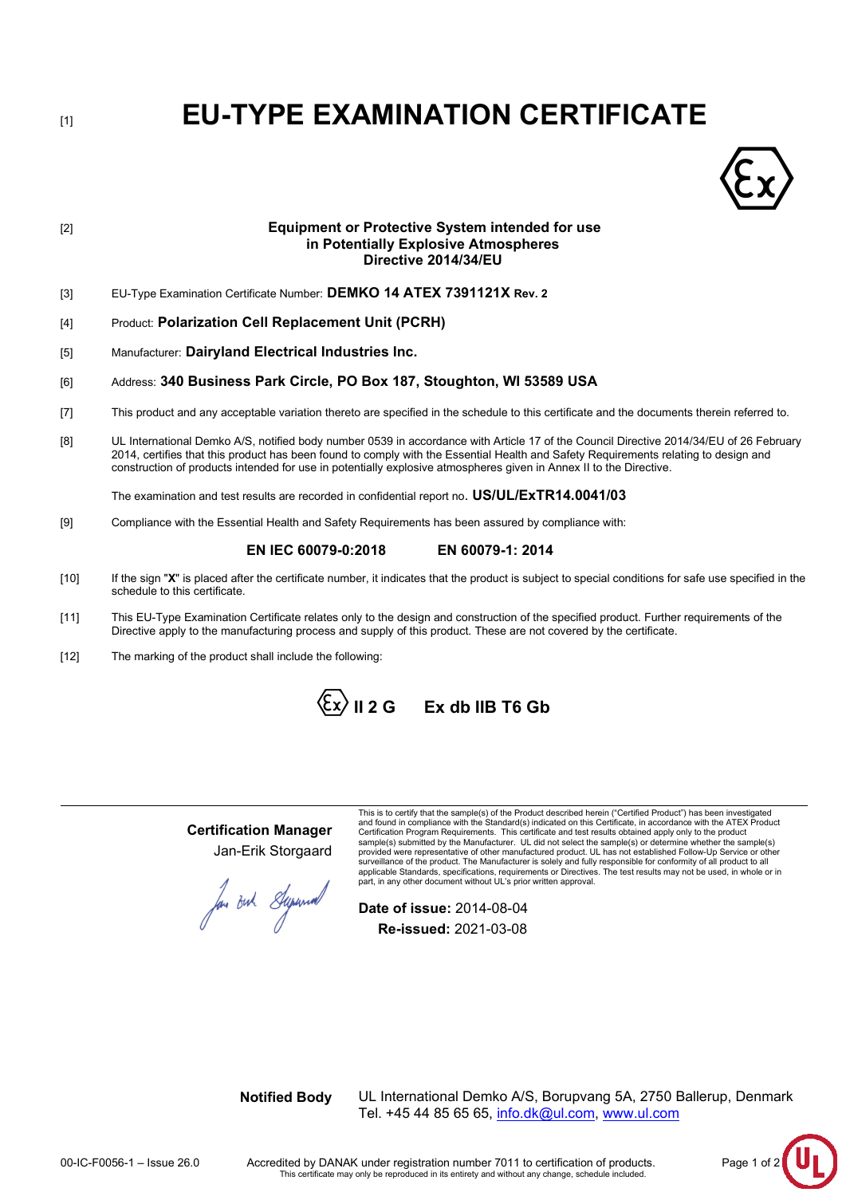[1]

# EU-TYPE EXAMINATION CERTIFICATE

[2]

**Equipment or Protective System intended for use**
**in Potentially Explosive Atmospheres**
**Directive 2014/34/EU**

[3] EU-Type Examination Certificate Number: **DEMKO 14 ATEX 7391121X Rev. 2**

[4] Product: **Polarization Cell Replacement Unit (PCRH)**

[5] Manufacturer: **Dairyland Electrical Industries Inc.**

[6] Address: **340 Business Park Circle, PO Box 187, Stoughton, WI 53589 USA**

[7] This product and any acceptable variation thereto are specified in the schedule to this certificate and the documents therein referred to.

[8] UL International Demko A/S, notified body number 0539 in accordance with Article 17 of the Council Directive 2014/34/EU of 26 February 2014, certifies that this product has been found to comply with the Essential Health and Safety Requirements relating to design and construction of products intended for use in potentially explosive atmospheres given in Annex II to the Directive.

The examination and test results are recorded in confidential report no. **US/UL/ExTR14.0041/03**

[9] Compliance with the Essential Health and Safety Requirements has been assured by compliance with:

**EN IEC 60079-0:2018** **EN 60079-1: 2014**

[10] If the sign "**X**" is placed after the certificate number, it indicates that the product is subject to special conditions for safe use specified in the schedule to this certificate.

[11] This EU-Type Examination Certificate relates only to the design and construction of the specified product. Further requirements of the Directive apply to the manufacturing process and supply of this product. These are not covered by the certificate.

[12] The marking of the product shall include the following:

**Ex II 2 G** **Ex db IIB T6 Gb**

---

**Certification Manager**
Jan-Erik Storgaard

This is to certify that the sample(s) of the Product described herein ("Certified Product") has been investigated and found in compliance with the Standard(s) indicated on this Certificate, in accordance with the ATEX Product Certification Program Requirements. This certificate and test results obtained apply only to the product sample(s) submitted by the Manufacturer. UL did not select the sample(s) or determine whether the sample(s) provided were representative of other manufactured product. UL has not established Follow-Up Service or other surveillance of the product. The Manufacturer is solely and fully responsible for conformity of all product to all applicable Standards, specifications, requirements or Directives. The test results may not be used, in whole or in part, in any other document without UL's prior written approval.

**Date of issue:** 2014-08-04
**Re-issued:** 2021-03-08

**Notified Body** UL International Demko A/S, Borupvang 5A, 2750 Ballerup, Denmark
Tel. +45 44 85 65 65, info.dk@ul.com, www.ul.com

00-IC-F0056-1 – Issue 26.0 Accredited by DANAK under registration number 7011 to certification of products.
This certificate may only be reproduced in its entirety and without any change, schedule included.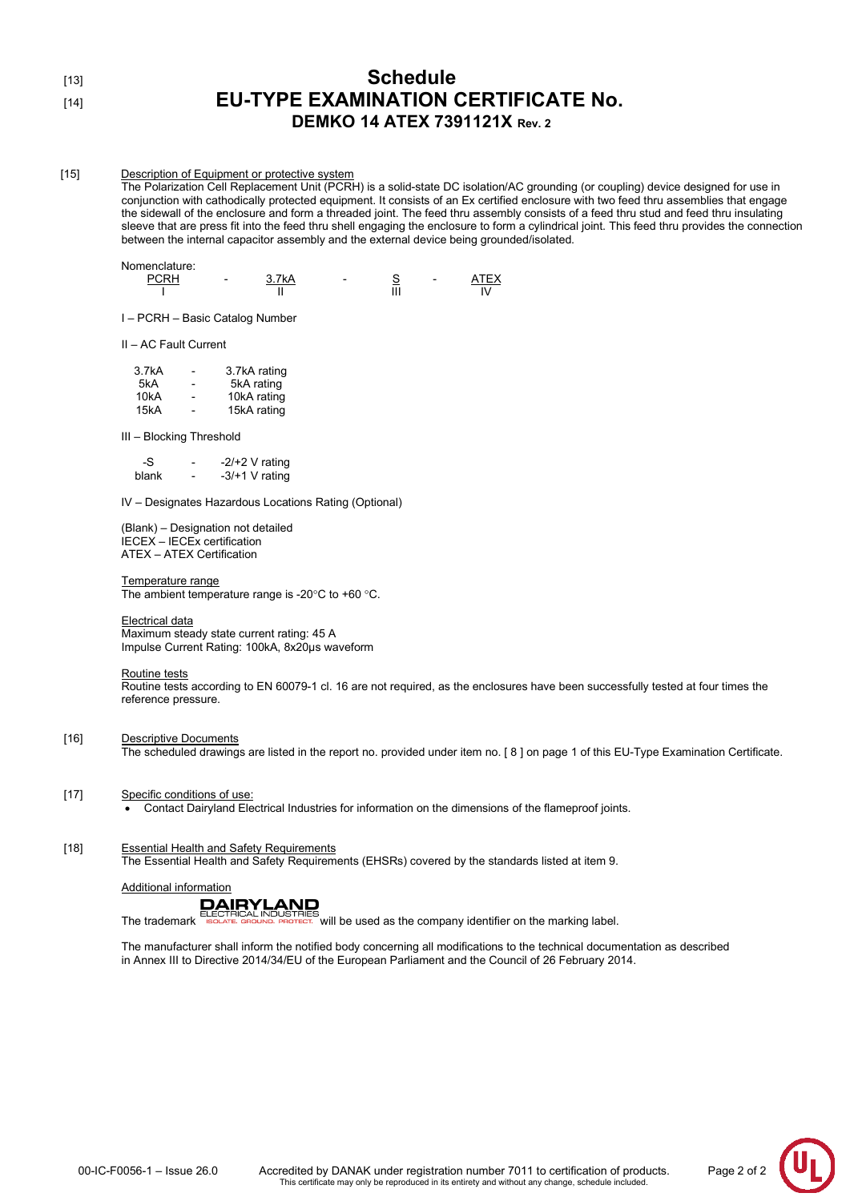[13] 
# Schedule

[14] 
# EU-TYPE EXAMINATION CERTIFICATE No.

## DEMKO 14 ATEX 7391121X Rev. 2

[15] Description of Equipment or protective system

The Polarization Cell Replacement Unit (PCRH) is a solid-state DC isolation/AC grounding (or coupling) device designed for use in conjunction with cathodically protected equipment. It consists of an Ex certified enclosure with two feed thru assemblies that engage the sidewall of the enclosure and form a threaded joint. The feed thru assembly consists of a feed thru stud and feed thru insulating sleeve that are press fit into the feed thru shell engaging the enclosure to form a cylindrical joint. This feed thru provides the connection between the internal capacitor assembly and the external device being grounded/isolated.

Nomenclature:

| PCRH | - | 3.7kA | - | S | - | ATEX |
|---|---|---|---|---|---|---|
| I | | II | | III | | IV |

I – PCRH – Basic Catalog Number

II – AC Fault Current

| | | |
|---|---|---|
| 3.7kA | - | 3.7kA rating |
| 5kA | - | 5kA rating |
| 10kA | - | 10kA rating |
| 15kA | - | 15kA rating |

III – Blocking Threshold

| | | |
|---|---|---|
| -S | - | -2/+2 V rating |
| blank | - | -3/+1 V rating |

IV – Designates Hazardous Locations Rating (Optional)

(Blank) – Designation not detailed
IECEX – IECEx certification
ATEX – ATEX Certification

Temperature range

The ambient temperature range is -20°C to +60 °C.

Electrical data

Maximum steady state current rating: 45 A
Impulse Current Rating: 100kA, 8x20µs waveform

Routine tests

Routine tests according to EN 60079-1 cl. 16 are not required, as the enclosures have been successfully tested at four times the reference pressure.

[16] Descriptive Documents

The scheduled drawings are listed in the report no. provided under item no. [ 8 ] on page 1 of this EU-Type Examination Certificate.

[17] Specific conditions of use:

- Contact Dairyland Electrical Industries for information on the dimensions of the flameproof joints.

[18] Essential Health and Safety Requirements

The Essential Health and Safety Requirements (EHSRs) covered by the standards listed at item 9.

Additional information

The trademark DAIRYLAND ELECTRICAL INDUSTRIES ISOLATE. GROUND. PROTECT. will be used as the company identifier on the marking label.

The manufacturer shall inform the notified body concerning all modifications to the technical documentation as described in Annex III to Directive 2014/34/EU of the European Parliament and the Council of 26 February 2014.

00-IC-F0056-1 – Issue 26.0 Accredited by DANAK under registration number 7011 to certification of products.
This certificate may only be reproduced in its entirety and without any change, schedule included.